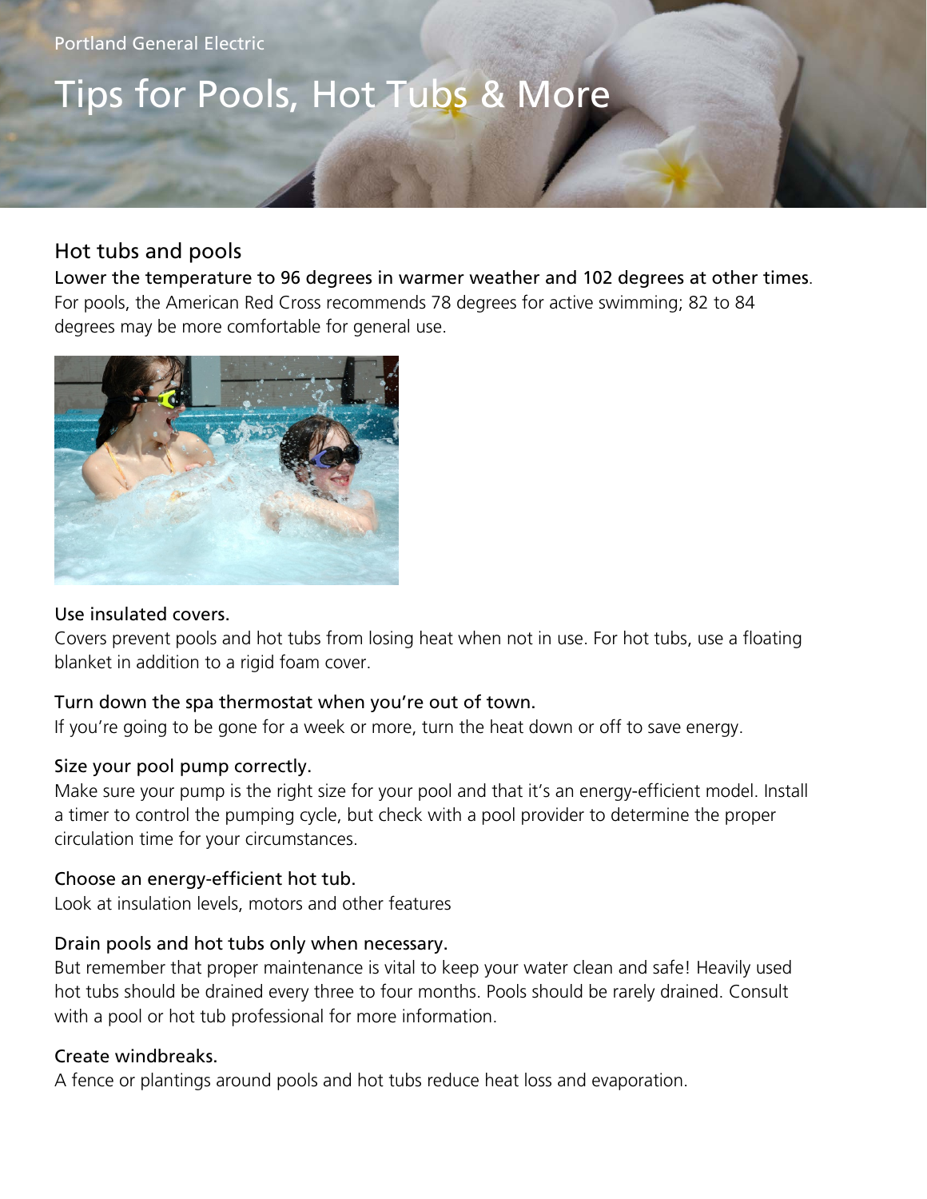Portland General Electric

# Tips for Pools, Hot Tubs & More

## Hot tubs and pools

Lower the temperature to 96 degrees in warmer weather and 102 degrees at other times. For pools, the American Red Cross recommends 78 degrees for active swimming; 82 to 84 degrees may be more comfortable for general use.

### Use insulated covers.

Covers prevent pools and hot tubs from losing heat when not in use. For hot tubs, use a floating blanket in addition to a rigid foam cover.

### Turn down the spa thermostat when you're out of town.

If you're going to be gone for a week or more, turn the heat down or off to save energy.

### Size your pool pump correctly.

Make sure your pump is the right size for your pool and that it's an energy-efficient model. Install a timer to control the pumping cycle, but check with a pool provider to determine the proper circulation time for your circumstances.

### Choose an energy-efficient hot tub.

Look at insulation levels, motors and other features

### Drain pools and hot tubs only when necessary.

But remember that proper maintenance is vital to keep your water clean and safe! Heavily used hot tubs should be drained every three to four months. Pools should be rarely drained. Consult with a pool or hot tub professional for more information.

### Create windbreaks.

A fence or plantings around pools and hot tubs reduce heat loss and evaporation.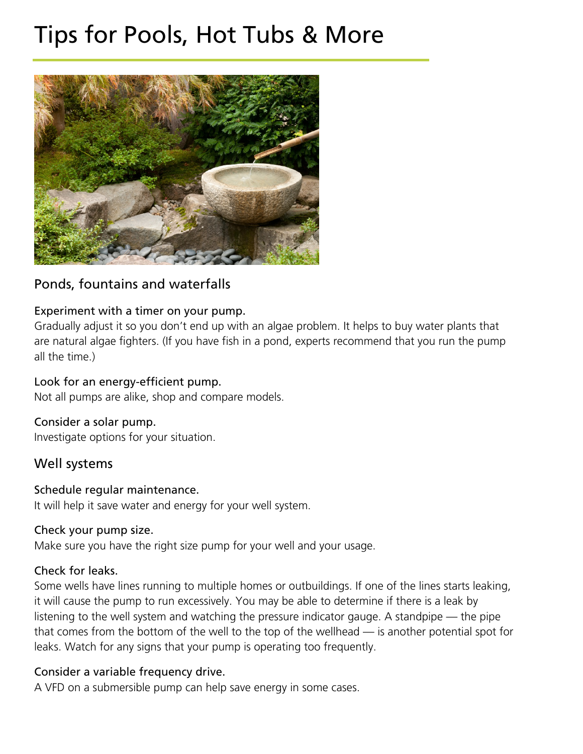# Tips for Pools, Hot Tubs & More

## Ponds, fountains and waterfalls

### Experiment with a timer on your pump.

Gradually adjust it so you don't end up with an algae problem. It helps to buy water plants that are natural algae fighters. (If you have fish in a pond, experts recommend that you run the pump all the time.)

### Look for an energy-efficient pump.

Not all pumps are alike, shop and compare models.

### Consider a solar pump.

Investigate options for your situation.

## Well systems

### Schedule regular maintenance.

It will help it save water and energy for your well system.

### Check your pump size.

Make sure you have the right size pump for your well and your usage.

### Check for leaks.

Some wells have lines running to multiple homes or outbuildings. If one of the lines starts leaking, it will cause the pump to run excessively. You may be able to determine if there is a leak by listening to the well system and watching the pressure indicator gauge. A standpipe — the pipe that comes from the bottom of the well to the top of the wellhead — is another potential spot for leaks. Watch for any signs that your pump is operating too frequently.

### Consider a variable frequency drive.

A VFD on a submersible pump can help save energy in some cases.